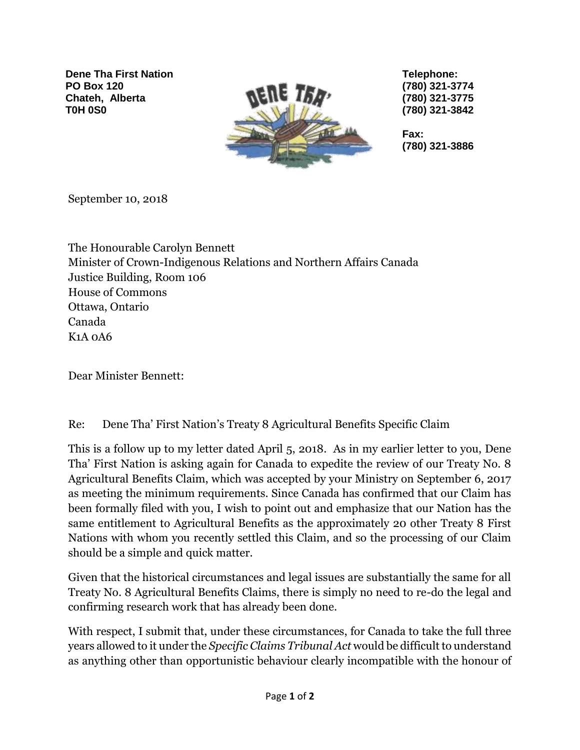**Dene Tha First Nation**
**PO Box 120**
**Chateh, Alberta**
**T0H 0S0**

**Telephone:**
**(780) 321-3774**
**(780) 321-3775**
**(780) 321-3842**

**Fax:**
**(780) 321-3886**

September 10, 2018

The Honourable Carolyn Bennett
Minister of Crown-Indigenous Relations and Northern Affairs Canada
Justice Building, Room 106
House of Commons
Ottawa, Ontario
Canada
K1A 0A6

Dear Minister Bennett:

Re: Dene Tha' First Nation's Treaty 8 Agricultural Benefits Specific Claim

This is a follow up to my letter dated April 5, 2018. As in my earlier letter to you, Dene Tha' First Nation is asking again for Canada to expedite the review of our Treaty No. 8 Agricultural Benefits Claim, which was accepted by your Ministry on September 6, 2017 as meeting the minimum requirements. Since Canada has confirmed that our Claim has been formally filed with you, I wish to point out and emphasize that our Nation has the same entitlement to Agricultural Benefits as the approximately 20 other Treaty 8 First Nations with whom you recently settled this Claim, and so the processing of our Claim should be a simple and quick matter.

Given that the historical circumstances and legal issues are substantially the same for all Treaty No. 8 Agricultural Benefits Claims, there is simply no need to re-do the legal and confirming research work that has already been done.

With respect, I submit that, under these circumstances, for Canada to take the full three years allowed to it under the *Specific Claims Tribunal Act* would be difficult to understand as anything other than opportunistic behaviour clearly incompatible with the honour of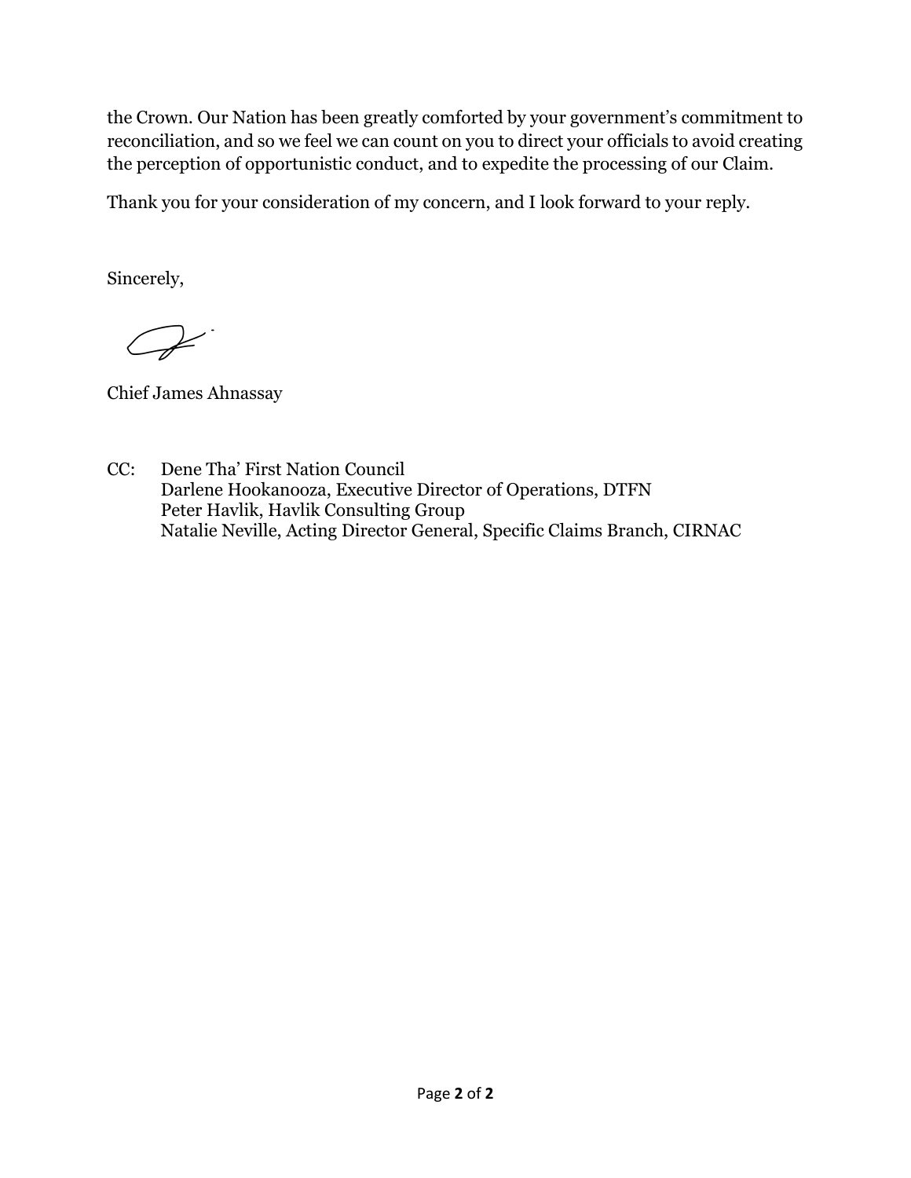the Crown. Our Nation has been greatly comforted by your government's commitment to reconciliation, and so we feel we can count on you to direct your officials to avoid creating the perception of opportunistic conduct, and to expedite the processing of our Claim.

Thank you for your consideration of my concern, and I look forward to your reply.

Sincerely,

Chief James Ahnassay

CC: Dene Tha' First Nation Council
Darlene Hookanooza, Executive Director of Operations, DTFN
Peter Havlik, Havlik Consulting Group
Natalie Neville, Acting Director General, Specific Claims Branch, CIRNAC